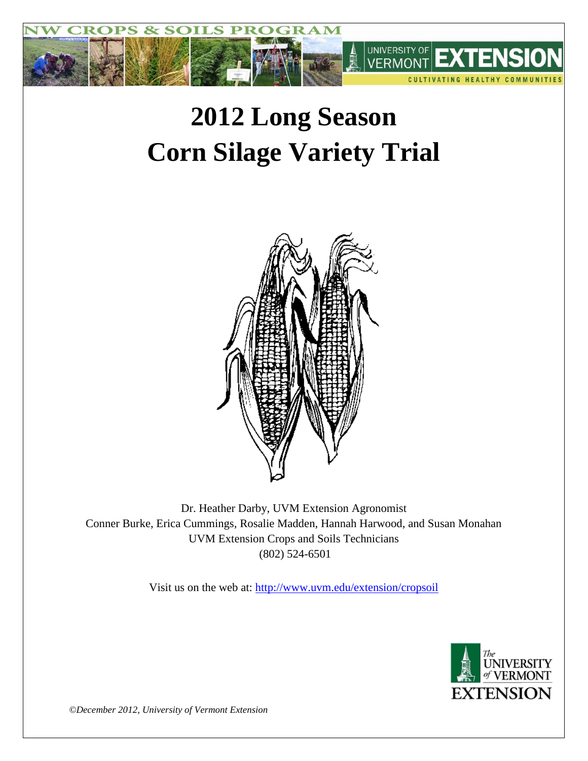# 2012 Long Season Corn Silage Variety Trial

Dr. Heather Darby, UVM Extension Agronomist

Conner Burke, Erica Cummings, Rosalie Madden, Hannah Harwood, and Susan Monahan

UVM Extension Crops and Soils Technicians

(802) 524-6501

Visit us on the web at: http://www.uvm.edu/extension/cropsoil

*©December 2012, University of Vermont Extension*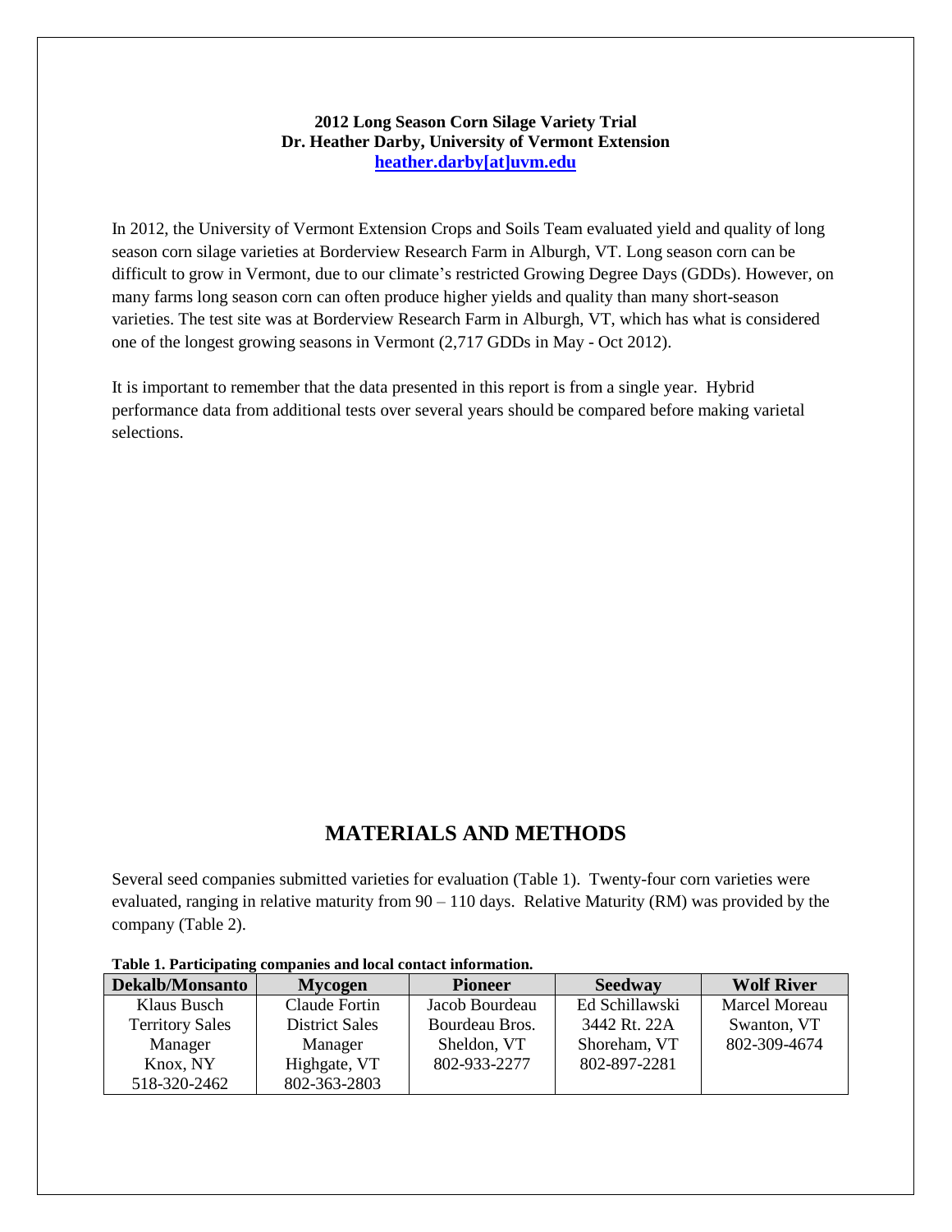**2012 Long Season Corn Silage Variety Trial**
**Dr. Heather Darby, University of Vermont Extension**
**heather.darby[at]uvm.edu**

In 2012, the University of Vermont Extension Crops and Soils Team evaluated yield and quality of long season corn silage varieties at Borderview Research Farm in Alburgh, VT. Long season corn can be difficult to grow in Vermont, due to our climate's restricted Growing Degree Days (GDDs). However, on many farms long season corn can often produce higher yields and quality than many short-season varieties. The test site was at Borderview Research Farm in Alburgh, VT, which has what is considered one of the longest growing seasons in Vermont (2,717 GDDs in May - Oct 2012).

It is important to remember that the data presented in this report is from a single year. Hybrid performance data from additional tests over several years should be compared before making varietal selections.

## MATERIALS AND METHODS

Several seed companies submitted varieties for evaluation (Table 1). Twenty-four corn varieties were evaluated, ranging in relative maturity from 90 – 110 days. Relative Maturity (RM) was provided by the company (Table 2).

**Table 1. Participating companies and local contact information.**

| Dekalb/Monsanto | Mycogen | Pioneer | Seedway | Wolf River |
|---|---|---|---|---|
| Klaus Busch<br>Territory Sales Manager<br>Knox, NY<br>518-320-2462 | Claude Fortin<br>District Sales Manager<br>Highgate, VT<br>802-363-2803 | Jacob Bourdeau<br>Bourdeau Bros.<br>Sheldon, VT<br>802-933-2277 | Ed Schillawski<br>3442 Rt. 22A<br>Shoreham, VT<br>802-897-2281 | Marcel Moreau<br>Swanton, VT<br>802-309-4674 |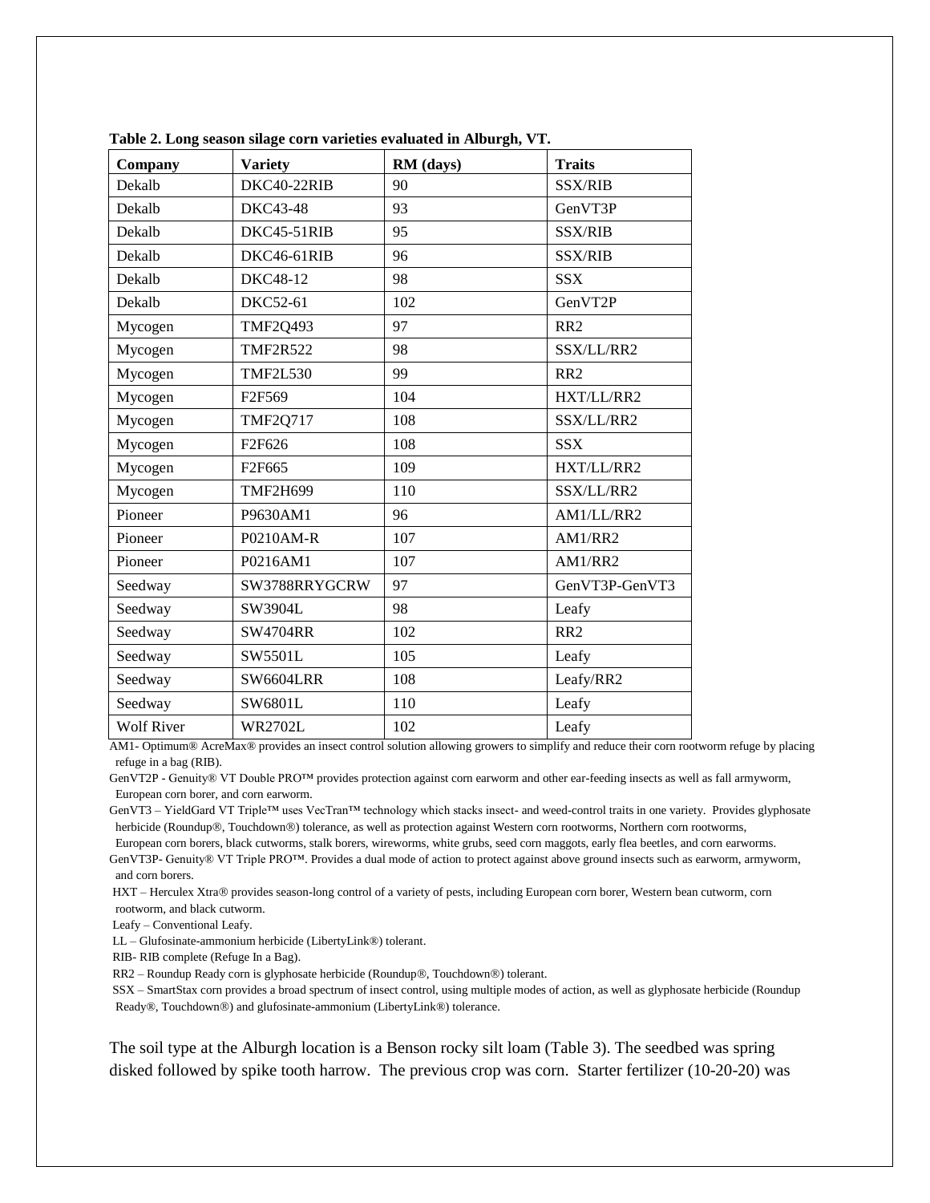**Table 2. Long season silage corn varieties evaluated in Alburgh, VT.**

| Company | Variety | RM (days) | Traits |
|---|---|---|---|
| Dekalb | DKC40-22RIB | 90 | SSX/RIB |
| Dekalb | DKC43-48 | 93 | GenVT3P |
| Dekalb | DKC45-51RIB | 95 | SSX/RIB |
| Dekalb | DKC46-61RIB | 96 | SSX/RIB |
| Dekalb | DKC48-12 | 98 | SSX |
| Dekalb | DKC52-61 | 102 | GenVT2P |
| Mycogen | TMF2Q493 | 97 | RR2 |
| Mycogen | TMF2R522 | 98 | SSX/LL/RR2 |
| Mycogen | TMF2L530 | 99 | RR2 |
| Mycogen | F2F569 | 104 | HXT/LL/RR2 |
| Mycogen | TMF2Q717 | 108 | SSX/LL/RR2 |
| Mycogen | F2F626 | 108 | SSX |
| Mycogen | F2F665 | 109 | HXT/LL/RR2 |
| Mycogen | TMF2H699 | 110 | SSX/LL/RR2 |
| Pioneer | P9630AM1 | 96 | AM1/LL/RR2 |
| Pioneer | P0210AM-R | 107 | AM1/RR2 |
| Pioneer | P0216AM1 | 107 | AM1/RR2 |
| Seedway | SW3788RRYGCRW | 97 | GenVT3P-GenVT3 |
| Seedway | SW3904L | 98 | Leafy |
| Seedway | SW4704RR | 102 | RR2 |
| Seedway | SW5501L | 105 | Leafy |
| Seedway | SW6604LRR | 108 | Leafy/RR2 |
| Seedway | SW6801L | 110 | Leafy |
| Wolf River | WR2702L | 102 | Leafy |

AM1- Optimum® AcreMax® provides an insect control solution allowing growers to simplify and reduce their corn rootworm refuge by placing refuge in a bag (RIB).

GenVT2P - Genuity® VT Double PRO™ provides protection against corn earworm and other ear-feeding insects as well as fall armyworm, European corn borer, and corn earworm.

GenVT3 – YieldGard VT Triple™ uses VecTran™ technology which stacks insect- and weed-control traits in one variety. Provides glyphosate herbicide (Roundup®, Touchdown®) tolerance, as well as protection against Western corn rootworms, Northern corn rootworms, European corn borers, black cutworms, stalk borers, wireworms, white grubs, seed corn maggots, early flea beetles, and corn earworms.

GenVT3P- Genuity® VT Triple PRO™. Provides a dual mode of action to protect against above ground insects such as earworm, armyworm, and corn borers.

HXT – Herculex Xtra® provides season-long control of a variety of pests, including European corn borer, Western bean cutworm, corn rootworm, and black cutworm.

Leafy – Conventional Leafy.

LL – Glufosinate-ammonium herbicide (LibertyLink®) tolerant.

RIB- RIB complete (Refuge In a Bag).

RR2 – Roundup Ready corn is glyphosate herbicide (Roundup®, Touchdown®) tolerant.

SSX – SmartStax corn provides a broad spectrum of insect control, using multiple modes of action, as well as glyphosate herbicide (Roundup Ready®, Touchdown®) and glufosinate-ammonium (LibertyLink®) tolerance.

The soil type at the Alburgh location is a Benson rocky silt loam (Table 3). The seedbed was spring disked followed by spike tooth harrow. The previous crop was corn. Starter fertilizer (10-20-20) was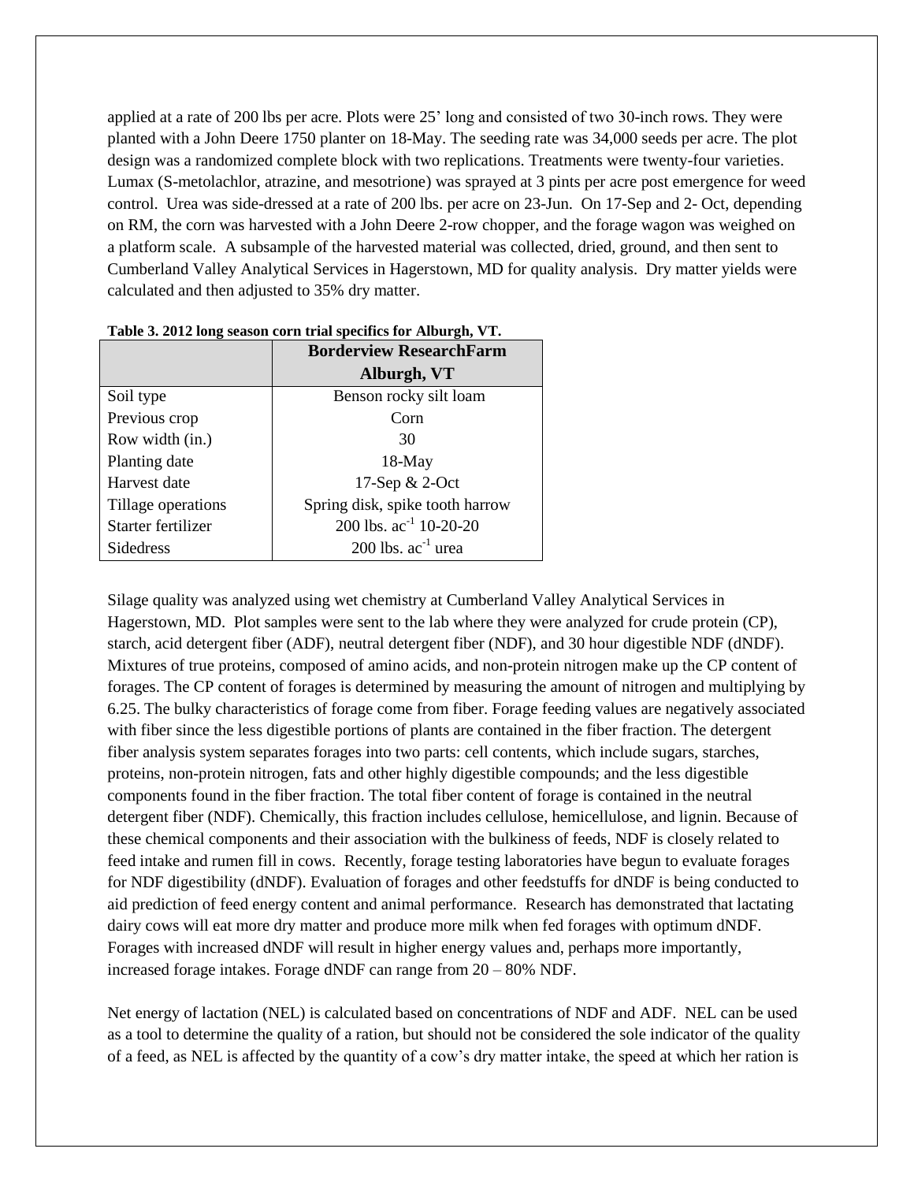applied at a rate of 200 lbs per acre. Plots were 25' long and consisted of two 30-inch rows. They were planted with a John Deere 1750 planter on 18-May. The seeding rate was 34,000 seeds per acre. The plot design was a randomized complete block with two replications. Treatments were twenty-four varieties. Lumax (S-metolachlor, atrazine, and mesotrione) was sprayed at 3 pints per acre post emergence for weed control. Urea was side-dressed at a rate of 200 lbs. per acre on 23-Jun. On 17-Sep and 2- Oct, depending on RM, the corn was harvested with a John Deere 2-row chopper, and the forage wagon was weighed on a platform scale. A subsample of the harvested material was collected, dried, ground, and then sent to Cumberland Valley Analytical Services in Hagerstown, MD for quality analysis. Dry matter yields were calculated and then adjusted to 35% dry matter.

**Table 3. 2012 long season corn trial specifics for Alburgh, VT.**

| | Borderview ResearchFarm Alburgh, VT |
|---|---|
| Soil type | Benson rocky silt loam |
| Previous crop | Corn |
| Row width (in.) | 30 |
| Planting date | 18-May |
| Harvest date | 17-Sep & 2-Oct |
| Tillage operations | Spring disk, spike tooth harrow |
| Starter fertilizer | 200 lbs. $ac^{-1}$ 10-20-20 |
| Sidedress | 200 lbs. $ac^{-1}$ urea |

Silage quality was analyzed using wet chemistry at Cumberland Valley Analytical Services in Hagerstown, MD. Plot samples were sent to the lab where they were analyzed for crude protein (CP), starch, acid detergent fiber (ADF), neutral detergent fiber (NDF), and 30 hour digestible NDF (dNDF). Mixtures of true proteins, composed of amino acids, and non-protein nitrogen make up the CP content of forages. The CP content of forages is determined by measuring the amount of nitrogen and multiplying by 6.25. The bulky characteristics of forage come from fiber. Forage feeding values are negatively associated with fiber since the less digestible portions of plants are contained in the fiber fraction. The detergent fiber analysis system separates forages into two parts: cell contents, which include sugars, starches, proteins, non-protein nitrogen, fats and other highly digestible compounds; and the less digestible components found in the fiber fraction. The total fiber content of forage is contained in the neutral detergent fiber (NDF). Chemically, this fraction includes cellulose, hemicellulose, and lignin. Because of these chemical components and their association with the bulkiness of feeds, NDF is closely related to feed intake and rumen fill in cows. Recently, forage testing laboratories have begun to evaluate forages for NDF digestibility (dNDF). Evaluation of forages and other feedstuffs for dNDF is being conducted to aid prediction of feed energy content and animal performance. Research has demonstrated that lactating dairy cows will eat more dry matter and produce more milk when fed forages with optimum dNDF. Forages with increased dNDF will result in higher energy values and, perhaps more importantly, increased forage intakes. Forage dNDF can range from 20 – 80% NDF.

Net energy of lactation (NEL) is calculated based on concentrations of NDF and ADF. NEL can be used as a tool to determine the quality of a ration, but should not be considered the sole indicator of the quality of a feed, as NEL is affected by the quantity of a cow's dry matter intake, the speed at which her ration is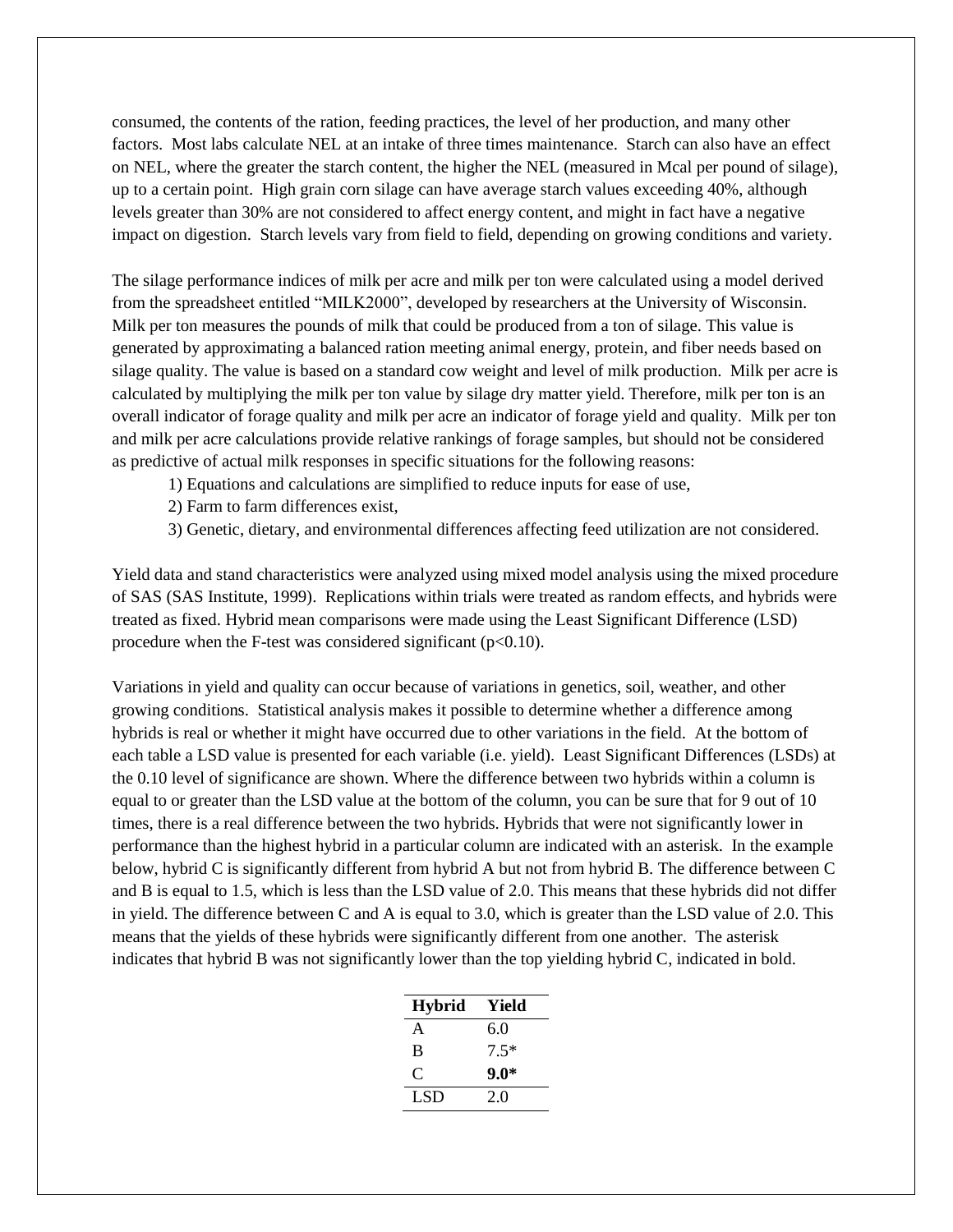consumed, the contents of the ration, feeding practices, the level of her production, and many other factors. Most labs calculate NEL at an intake of three times maintenance. Starch can also have an effect on NEL, where the greater the starch content, the higher the NEL (measured in Mcal per pound of silage), up to a certain point. High grain corn silage can have average starch values exceeding 40%, although levels greater than 30% are not considered to affect energy content, and might in fact have a negative impact on digestion. Starch levels vary from field to field, depending on growing conditions and variety.

The silage performance indices of milk per acre and milk per ton were calculated using a model derived from the spreadsheet entitled "MILK2000", developed by researchers at the University of Wisconsin. Milk per ton measures the pounds of milk that could be produced from a ton of silage. This value is generated by approximating a balanced ration meeting animal energy, protein, and fiber needs based on silage quality. The value is based on a standard cow weight and level of milk production. Milk per acre is calculated by multiplying the milk per ton value by silage dry matter yield. Therefore, milk per ton is an overall indicator of forage quality and milk per acre an indicator of forage yield and quality. Milk per ton and milk per acre calculations provide relative rankings of forage samples, but should not be considered as predictive of actual milk responses in specific situations for the following reasons:

1) Equations and calculations are simplified to reduce inputs for ease of use,
2) Farm to farm differences exist,
3) Genetic, dietary, and environmental differences affecting feed utilization are not considered.

Yield data and stand characteristics were analyzed using mixed model analysis using the mixed procedure of SAS (SAS Institute, 1999). Replications within trials were treated as random effects, and hybrids were treated as fixed. Hybrid mean comparisons were made using the Least Significant Difference (LSD) procedure when the F-test was considered significant ($p<0.10$).

Variations in yield and quality can occur because of variations in genetics, soil, weather, and other growing conditions. Statistical analysis makes it possible to determine whether a difference among hybrids is real or whether it might have occurred due to other variations in the field. At the bottom of each table a LSD value is presented for each variable (i.e. yield). Least Significant Differences (LSDs) at the 0.10 level of significance are shown. Where the difference between two hybrids within a column is equal to or greater than the LSD value at the bottom of the column, you can be sure that for 9 out of 10 times, there is a real difference between the two hybrids. Hybrids that were not significantly lower in performance than the highest hybrid in a particular column are indicated with an asterisk. In the example below, hybrid C is significantly different from hybrid A but not from hybrid B. The difference between C and B is equal to 1.5, which is less than the LSD value of 2.0. This means that these hybrids did not differ in yield. The difference between C and A is equal to 3.0, which is greater than the LSD value of 2.0. This means that the yields of these hybrids were significantly different from one another. The asterisk indicates that hybrid B was not significantly lower than the top yielding hybrid C, indicated in bold.

| Hybrid | Yield |
|---|---|
| A | 6.0 |
| B | 7.5* |
| C | **9.0*** |
| LSD | 2.0 |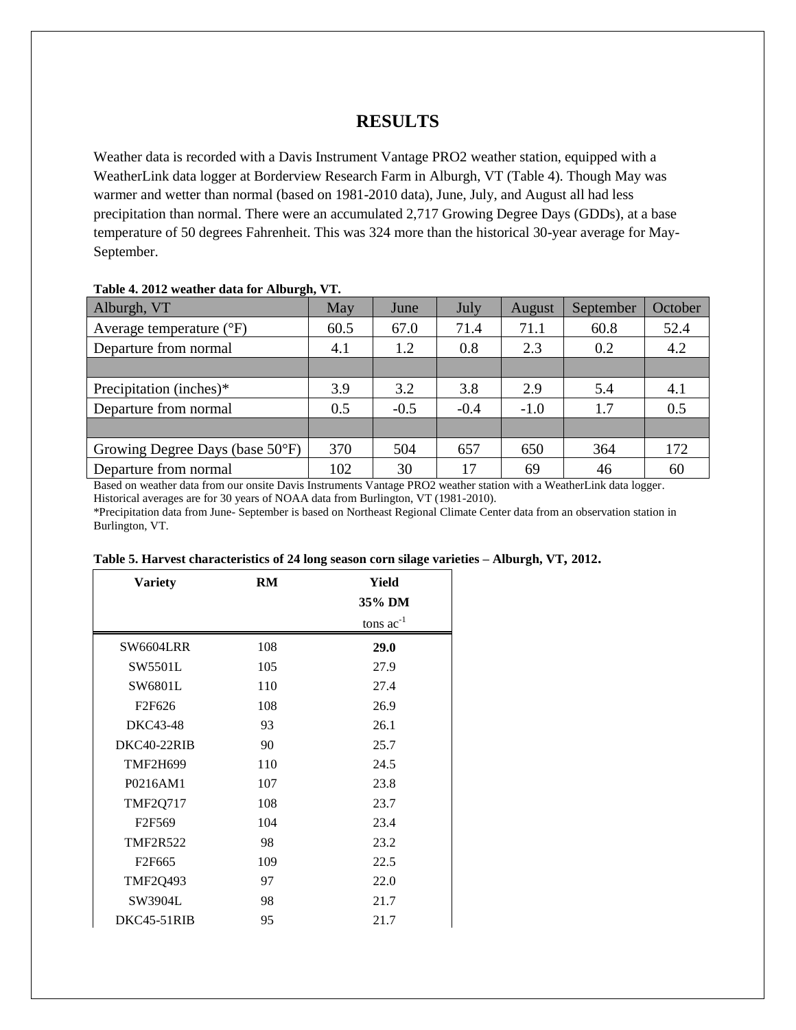# RESULTS

Weather data is recorded with a Davis Instrument Vantage PRO2 weather station, equipped with a WeatherLink data logger at Borderview Research Farm in Alburgh, VT (Table 4). Though May was warmer and wetter than normal (based on 1981-2010 data), June, July, and August all had less precipitation than normal. There were an accumulated 2,717 Growing Degree Days (GDDs), at a base temperature of 50 degrees Fahrenheit. This was 324 more than the historical 30-year average for May-September.

**Table 4. 2012 weather data for Alburgh, VT.**

| Alburgh, VT | May | June | July | August | September | October |
|---|---|---|---|---|---|---|
| Average temperature (°F) | 60.5 | 67.0 | 71.4 | 71.1 | 60.8 | 52.4 |
| Departure from normal | 4.1 | 1.2 | 0.8 | 2.3 | 0.2 | 4.2 |
| | | | | | | |
| Precipitation (inches)* | 3.9 | 3.2 | 3.8 | 2.9 | 5.4 | 4.1 |
| Departure from normal | 0.5 | -0.5 | -0.4 | -1.0 | 1.7 | 0.5 |
| | | | | | | |
| Growing Degree Days (base 50°F) | 370 | 504 | 657 | 650 | 364 | 172 |
| Departure from normal | 102 | 30 | 17 | 69 | 46 | 60 |

Based on weather data from our onsite Davis Instruments Vantage PRO2 weather station with a WeatherLink data logger. Historical averages are for 30 years of NOAA data from Burlington, VT (1981-2010).
*Precipitation data from June- September is based on Northeast Regional Climate Center data from an observation station in Burlington, VT.

**Table 5. Harvest characteristics of 24 long season corn silage varieties – Alburgh, VT, 2012.**

| Variety | RM | Yield 35% DM |
|---|---|---|
| | | tons $ac^{-1}$ |
| SW6604LRR | 108 | **29.0** |
| SW5501L | 105 | 27.9 |
| SW6801L | 110 | 27.4 |
| F2F626 | 108 | 26.9 |
| DKC43-48 | 93 | 26.1 |
| DKC40-22RIB | 90 | 25.7 |
| TMF2H699 | 110 | 24.5 |
| P0216AM1 | 107 | 23.8 |
| TMF2Q717 | 108 | 23.7 |
| F2F569 | 104 | 23.4 |
| TMF2R522 | 98 | 23.2 |
| F2F665 | 109 | 22.5 |
| TMF2Q493 | 97 | 22.0 |
| SW3904L | 98 | 21.7 |
| DKC45-51RIB | 95 | 21.7 |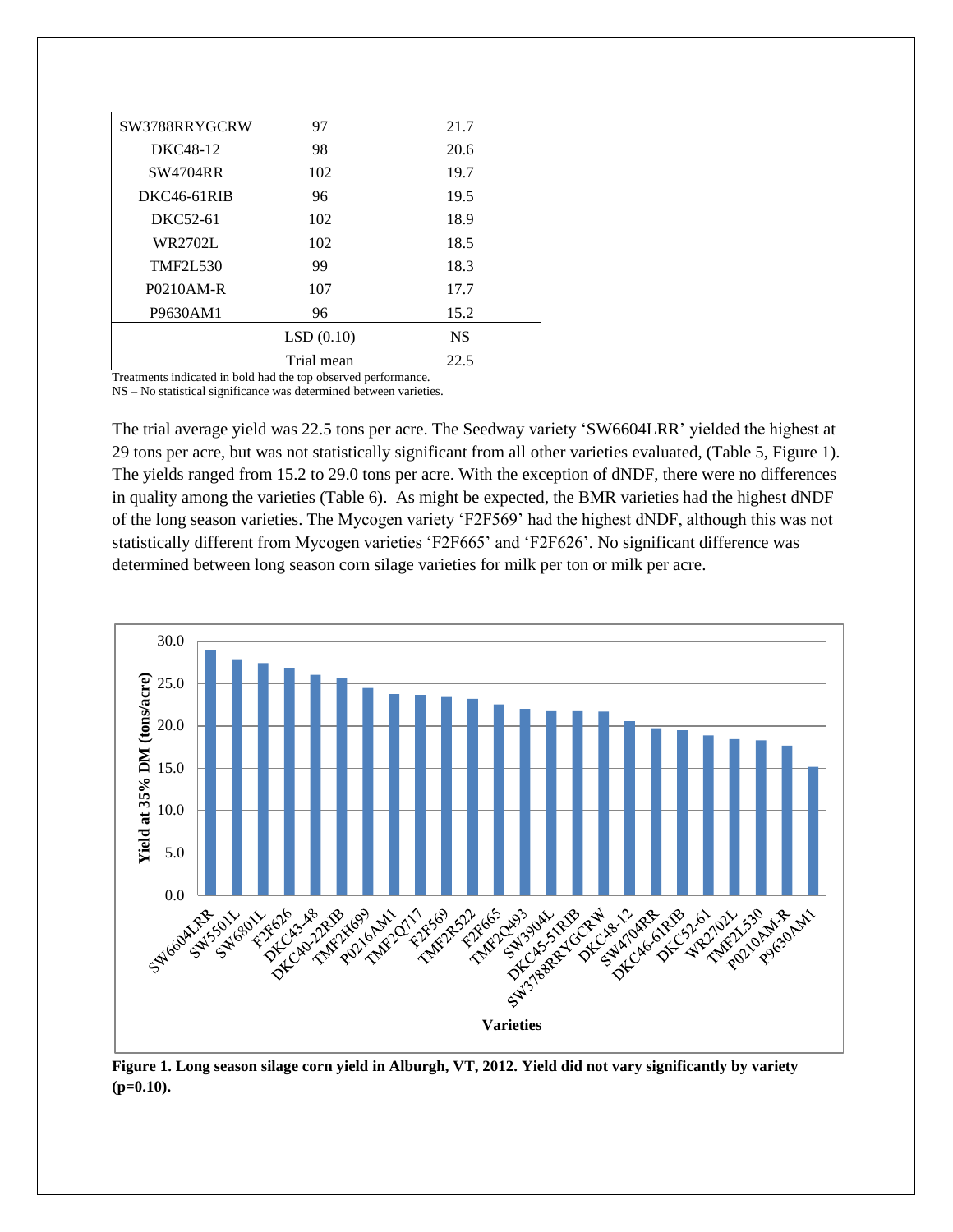| | | |
|---|---|---|
| SW3788RRYGCRW | 97 | 21.7 |
| DKC48-12 | 98 | 20.6 |
| SW4704RR | 102 | 19.7 |
| DKC46-61RIB | 96 | 19.5 |
| DKC52-61 | 102 | 18.9 |
| WR2702L | 102 | 18.5 |
| TMF2L530 | 99 | 18.3 |
| P0210AM-R | 107 | 17.7 |
| P9630AM1 | 96 | 15.2 |
| | LSD (0.10) | NS |
| | Trial mean | 22.5 |

Treatments indicated in bold had the top observed performance.
NS – No statistical significance was determined between varieties.

The trial average yield was 22.5 tons per acre. The Seedway variety 'SW6604LRR' yielded the highest at 29 tons per acre, but was not statistically significant from all other varieties evaluated, (Table 5, Figure 1). The yields ranged from 15.2 to 29.0 tons per acre. With the exception of dNDF, there were no differences in quality among the varieties (Table 6). As might be expected, the BMR varieties had the highest dNDF of the long season varieties. The Mycogen variety 'F2F569' had the highest dNDF, although this was not statistically different from Mycogen varieties 'F2F665' and 'F2F626'. No significant difference was determined between long season corn silage varieties for milk per ton or milk per acre.

**Figure 1. Long season silage corn yield in Alburgh, VT, 2012. Yield did not vary significantly by variety (p=0.10).**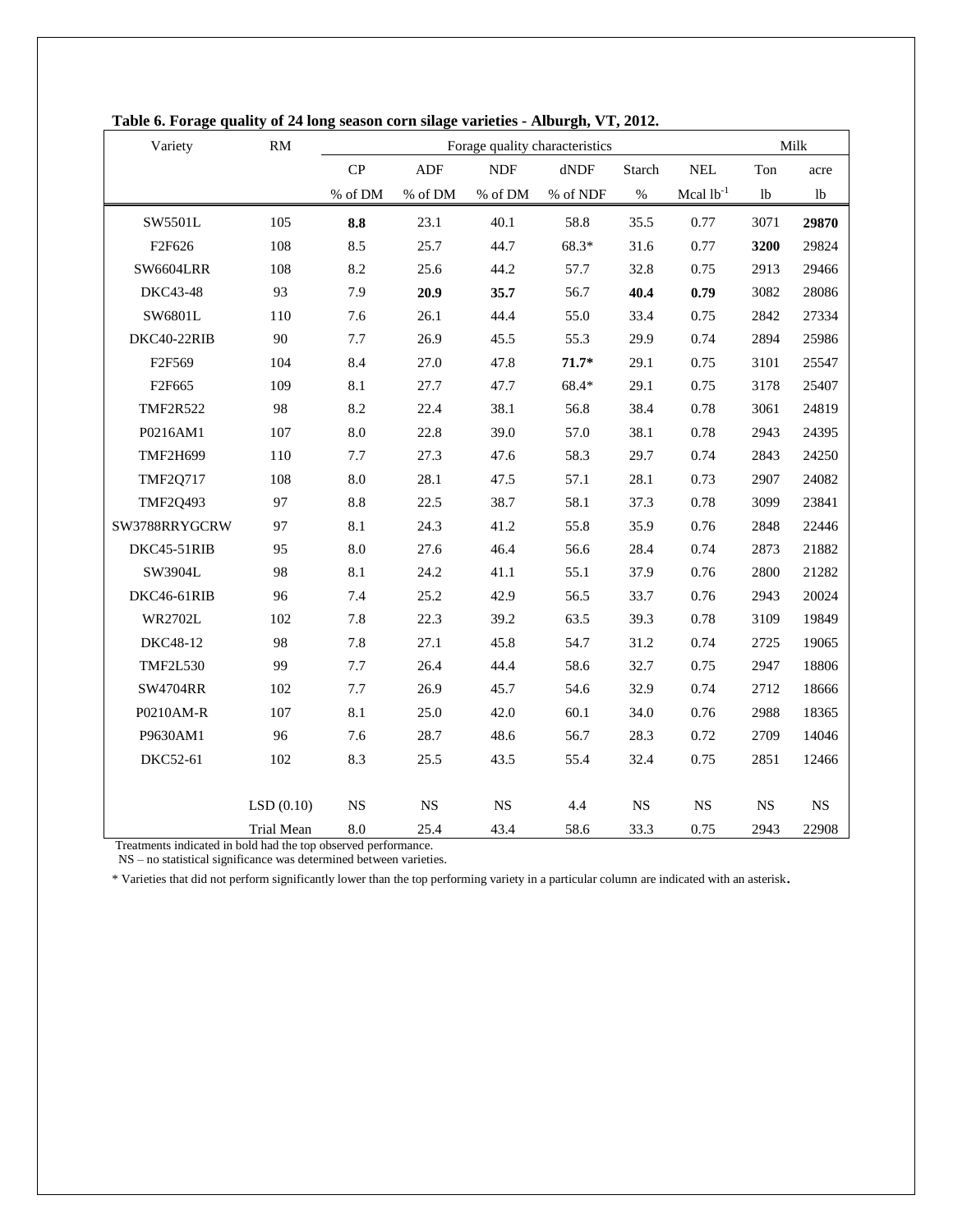**Table 6. Forage quality of 24 long season corn silage varieties - Alburgh, VT, 2012.**

| Variety | RM | Forage quality characteristics | | | | | | Milk | |
|---|---|---|---|---|---|---|---|---|---|
| | | CP | ADF | NDF | dNDF | Starch | NEL | Ton | acre |
| | | % of DM | % of DM | % of DM | % of NDF | % | Mcal $lb^{-1}$ | lb | lb |
| SW5501L | 105 | **8.8** | 23.1 | 40.1 | 58.8 | 35.5 | 0.77 | 3071 | **29870** |
| F2F626 | 108 | 8.5 | 25.7 | 44.7 | 68.3* | 31.6 | 0.77 | **3200** | 29824 |
| SW6604LRR | 108 | 8.2 | 25.6 | 44.2 | 57.7 | 32.8 | 0.75 | 2913 | 29466 |
| DKC43-48 | 93 | 7.9 | **20.9** | **35.7** | 56.7 | **40.4** | **0.79** | 3082 | 28086 |
| SW6801L | 110 | 7.6 | 26.1 | 44.4 | 55.0 | 33.4 | 0.75 | 2842 | 27334 |
| DKC40-22RIB | 90 | 7.7 | 26.9 | 45.5 | 55.3 | 29.9 | 0.74 | 2894 | 25986 |
| F2F569 | 104 | 8.4 | 27.0 | 47.8 | **71.7*** | 29.1 | 0.75 | 3101 | 25547 |
| F2F665 | 109 | 8.1 | 27.7 | 47.7 | 68.4* | 29.1 | 0.75 | 3178 | 25407 |
| TMF2R522 | 98 | 8.2 | 22.4 | 38.1 | 56.8 | 38.4 | 0.78 | 3061 | 24819 |
| P0216AM1 | 107 | 8.0 | 22.8 | 39.0 | 57.0 | 38.1 | 0.78 | 2943 | 24395 |
| TMF2H699 | 110 | 7.7 | 27.3 | 47.6 | 58.3 | 29.7 | 0.74 | 2843 | 24250 |
| TMF2Q717 | 108 | 8.0 | 28.1 | 47.5 | 57.1 | 28.1 | 0.73 | 2907 | 24082 |
| TMF2Q493 | 97 | 8.8 | 22.5 | 38.7 | 58.1 | 37.3 | 0.78 | 3099 | 23841 |
| SW3788RRYGCRW | 97 | 8.1 | 24.3 | 41.2 | 55.8 | 35.9 | 0.76 | 2848 | 22446 |
| DKC45-51RIB | 95 | 8.0 | 27.6 | 46.4 | 56.6 | 28.4 | 0.74 | 2873 | 21882 |
| SW3904L | 98 | 8.1 | 24.2 | 41.1 | 55.1 | 37.9 | 0.76 | 2800 | 21282 |
| DKC46-61RIB | 96 | 7.4 | 25.2 | 42.9 | 56.5 | 33.7 | 0.76 | 2943 | 20024 |
| WR2702L | 102 | 7.8 | 22.3 | 39.2 | 63.5 | 39.3 | 0.78 | 3109 | 19849 |
| DKC48-12 | 98 | 7.8 | 27.1 | 45.8 | 54.7 | 31.2 | 0.74 | 2725 | 19065 |
| TMF2L530 | 99 | 7.7 | 26.4 | 44.4 | 58.6 | 32.7 | 0.75 | 2947 | 18806 |
| SW4704RR | 102 | 7.7 | 26.9 | 45.7 | 54.6 | 32.9 | 0.74 | 2712 | 18666 |
| P0210AM-R | 107 | 8.1 | 25.0 | 42.0 | 60.1 | 34.0 | 0.76 | 2988 | 18365 |
| P9630AM1 | 96 | 7.6 | 28.7 | 48.6 | 56.7 | 28.3 | 0.72 | 2709 | 14046 |
| DKC52-61 | 102 | 8.3 | 25.5 | 43.5 | 55.4 | 32.4 | 0.75 | 2851 | 12466 |
| | LSD (0.10) | NS | NS | NS | 4.4 | NS | NS | NS | NS |
| | Trial Mean | 8.0 | 25.4 | 43.4 | 58.6 | 33.3 | 0.75 | 2943 | 22908 |

Treatments indicated in bold had the top observed performance.
NS – no statistical significance was determined between varieties.

* Varieties that did not perform significantly lower than the top performing variety in a particular column are indicated with an asterisk.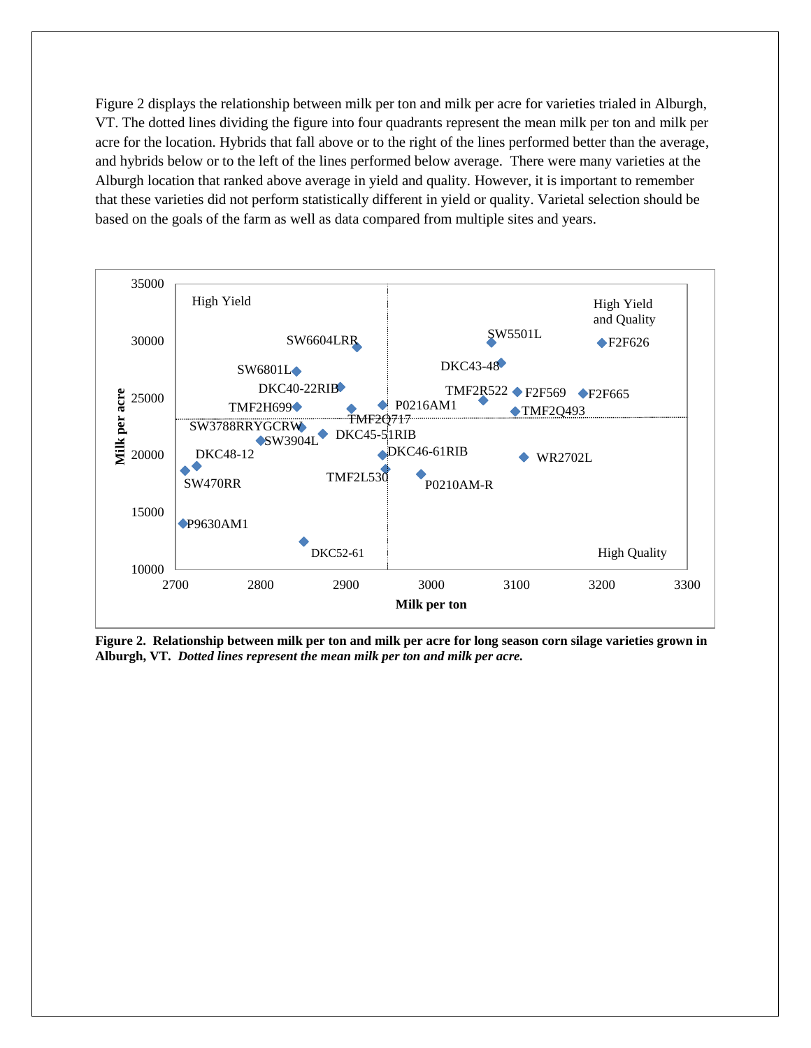Figure 2 displays the relationship between milk per ton and milk per acre for varieties trialed in Alburgh, VT. The dotted lines dividing the figure into four quadrants represent the mean milk per ton and milk per acre for the location. Hybrids that fall above or to the right of the lines performed better than the average, and hybrids below or to the left of the lines performed below average. There were many varieties at the Alburgh location that ranked above average in yield and quality. However, it is important to remember that these varieties did not perform statistically different in yield or quality. Varietal selection should be based on the goals of the farm as well as data compared from multiple sites and years.

**Figure 2. Relationship between milk per ton and milk per acre for long season corn silage varieties grown in Alburgh, VT.** ***Dotted lines represent the mean milk per ton and milk per acre.***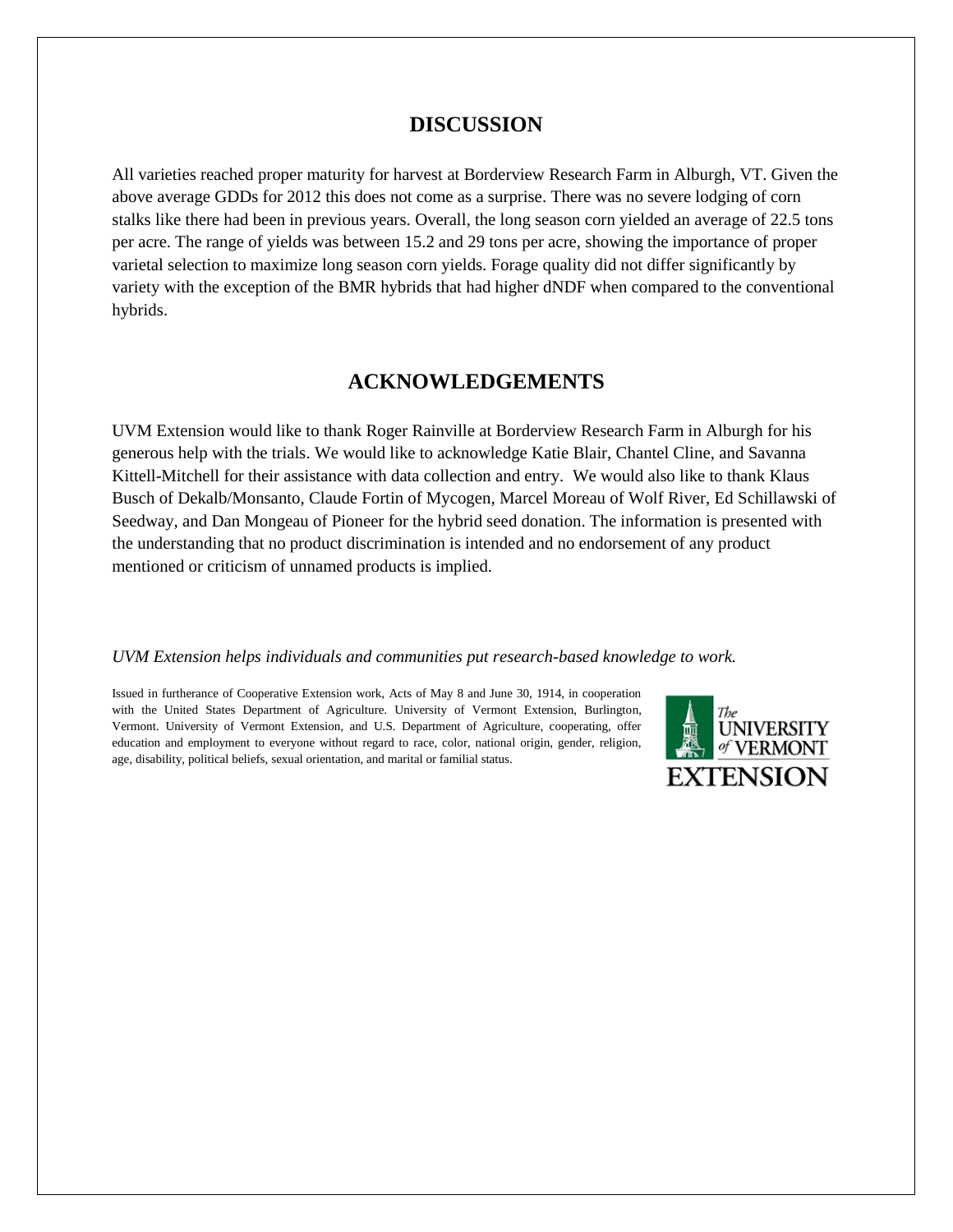## DISCUSSION

All varieties reached proper maturity for harvest at Borderview Research Farm in Alburgh, VT. Given the above average GDDs for 2012 this does not come as a surprise. There was no severe lodging of corn stalks like there had been in previous years. Overall, the long season corn yielded an average of 22.5 tons per acre. The range of yields was between 15.2 and 29 tons per acre, showing the importance of proper varietal selection to maximize long season corn yields. Forage quality did not differ significantly by variety with the exception of the BMR hybrids that had higher dNDF when compared to the conventional hybrids.

## ACKNOWLEDGEMENTS

UVM Extension would like to thank Roger Rainville at Borderview Research Farm in Alburgh for his generous help with the trials. We would like to acknowledge Katie Blair, Chantel Cline, and Savanna Kittell-Mitchell for their assistance with data collection and entry. We would also like to thank Klaus Busch of Dekalb/Monsanto, Claude Fortin of Mycogen, Marcel Moreau of Wolf River, Ed Schillawski of Seedway, and Dan Mongeau of Pioneer for the hybrid seed donation. The information is presented with the understanding that no product discrimination is intended and no endorsement of any product mentioned or criticism of unnamed products is implied.

*UVM Extension helps individuals and communities put research-based knowledge to work.*

Issued in furtherance of Cooperative Extension work, Acts of May 8 and June 30, 1914, in cooperation with the United States Department of Agriculture. University of Vermont Extension, Burlington, Vermont. University of Vermont Extension, and U.S. Department of Agriculture, cooperating, offer education and employment to everyone without regard to race, color, national origin, gender, religion, age, disability, political beliefs, sexual orientation, and marital or familial status.

The University of Vermont EXTENSION